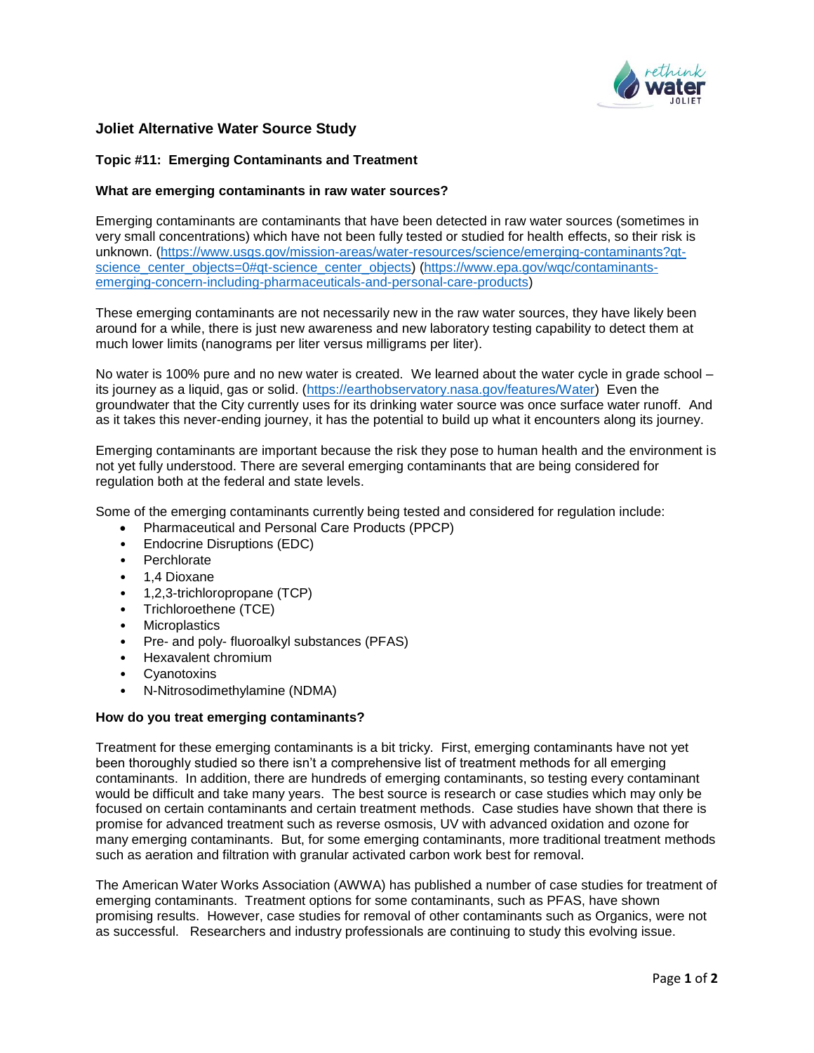# Joliet Alternative Water Source Study

## Topic #11: Emerging Contaminants and Treatment

### What are emerging contaminants in raw water sources?

Emerging contaminants are contaminants that have been detected in raw water sources (sometimes in very small concentrations) which have not been fully tested or studied for health effects, so their risk is unknown. (https://www.usgs.gov/mission-areas/water-resources/science/emerging-contaminants?qt-science_center_objects=0#qt-science_center_objects) (https://www.epa.gov/wqc/contaminants-emerging-concern-including-pharmaceuticals-and-personal-care-products)

These emerging contaminants are not necessarily new in the raw water sources, they have likely been around for a while, there is just new awareness and new laboratory testing capability to detect them at much lower limits (nanograms per liter versus milligrams per liter).

No water is 100% pure and no new water is created. We learned about the water cycle in grade school – its journey as a liquid, gas or solid. (https://earthobservatory.nasa.gov/features/Water) Even the groundwater that the City currently uses for its drinking water source was once surface water runoff. And as it takes this never-ending journey, it has the potential to build up what it encounters along its journey.

Emerging contaminants are important because the risk they pose to human health and the environment is not yet fully understood. There are several emerging contaminants that are being considered for regulation both at the federal and state levels.

Some of the emerging contaminants currently being tested and considered for regulation include:

- Pharmaceutical and Personal Care Products (PPCP)
- Endocrine Disruptions (EDC)
- Perchlorate
- 1,4 Dioxane
- 1,2,3-trichloropropane (TCP)
- Trichloroethene (TCE)
- Microplastics
- Pre- and poly- fluoroalkyl substances (PFAS)
- Hexavalent chromium
- Cyanotoxins
- N-Nitrosodimethylamine (NDMA)

### How do you treat emerging contaminants?

Treatment for these emerging contaminants is a bit tricky. First, emerging contaminants have not yet been thoroughly studied so there isn't a comprehensive list of treatment methods for all emerging contaminants. In addition, there are hundreds of emerging contaminants, so testing every contaminant would be difficult and take many years. The best source is research or case studies which may only be focused on certain contaminants and certain treatment methods. Case studies have shown that there is promise for advanced treatment such as reverse osmosis, UV with advanced oxidation and ozone for many emerging contaminants. But, for some emerging contaminants, more traditional treatment methods such as aeration and filtration with granular activated carbon work best for removal.

The American Water Works Association (AWWA) has published a number of case studies for treatment of emerging contaminants. Treatment options for some contaminants, such as PFAS, have shown promising results. However, case studies for removal of other contaminants such as Organics, were not as successful. Researchers and industry professionals are continuing to study this evolving issue.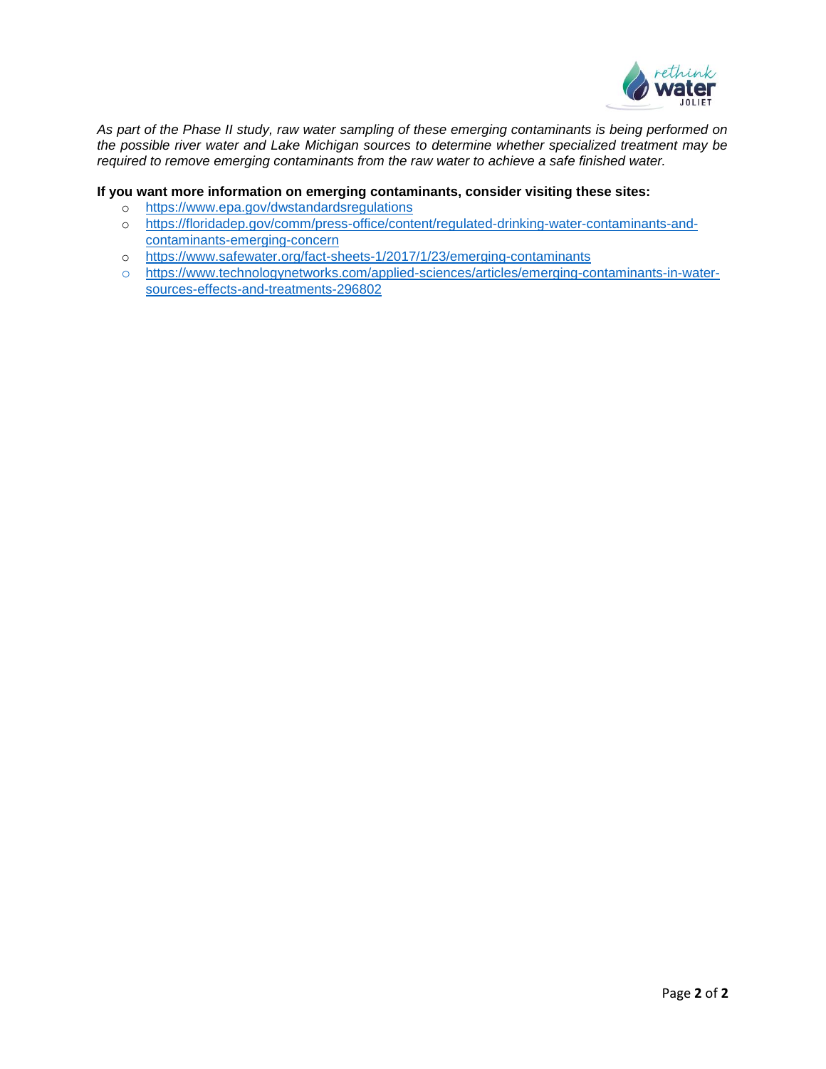*As part of the Phase II study, raw water sampling of these emerging contaminants is being performed on the possible river water and Lake Michigan sources to determine whether specialized treatment may be required to remove emerging contaminants from the raw water to achieve a safe finished water.*

**If you want more information on emerging contaminants, consider visiting these sites:**

- https://www.epa.gov/dwstandardsregulations
- https://floridadep.gov/comm/press-office/content/regulated-drinking-water-contaminants-and-contaminants-emerging-concern
- https://www.safewater.org/fact-sheets-1/2017/1/23/emerging-contaminants
- https://www.technologynetworks.com/applied-sciences/articles/emerging-contaminants-in-water-sources-effects-and-treatments-296802